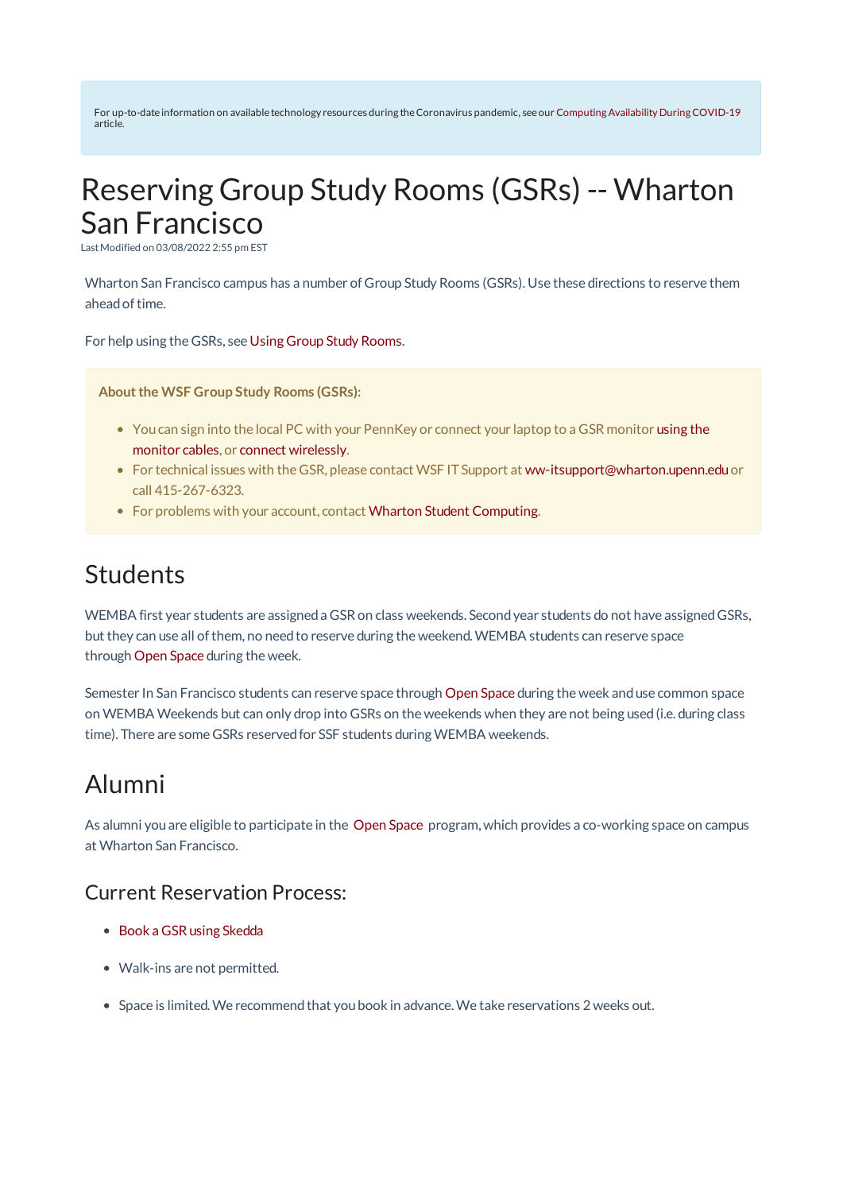For up-to-date information on available technology resources during the Coronavirus pandemic, see our Computing Availability During COVID-19 article.

# Reserving Group Study Rooms (GSRs) -- Wharton San Francisco

Last Modified on 03/08/2022 2:55 pm EST

Wharton San Francisco campus has a number of Group Study Rooms (GSRs). Use these directions to reserve them ahead of time.

For help using the GSRs, see Using Group Study Rooms.

**About the WSF Group Study Rooms (GSRs):**

- You can sign into the local PC with your PennKey or connect your laptop to a GSR monitor using the monitor cables, or connect wirelessly.
- For technical issues with the GSR, please contact WSF IT Support at ww-itsupport@wharton.upenn.edu or call 415-267-6323.
- For problems with your account, contact Wharton Student Computing.

## Students

WEMBA first year students are assigned a GSR on class weekends. Second year students do not have assigned GSRs, but they can use all of them, no need to reserve during the weekend. WEMBA students can reserve space through Open Space during the week.

Semester In San Francisco students can reserve space through Open Space during the week and use common space on WEMBA Weekends but can only drop into GSRs on the weekends when they are not being used (i.e. during class time). There are some GSRs reserved for SSF students during WEMBA weekends.

## Alumni

As alumni you are eligible to participate in the Open Space program, which provides a co-working space on campus at Wharton San Francisco.

### Current Reservation Process:

- Book a GSR using Skedda
- Walk-ins are not permitted.
- Space is limited. We recommend that you book in advance. We take reservations 2 weeks out.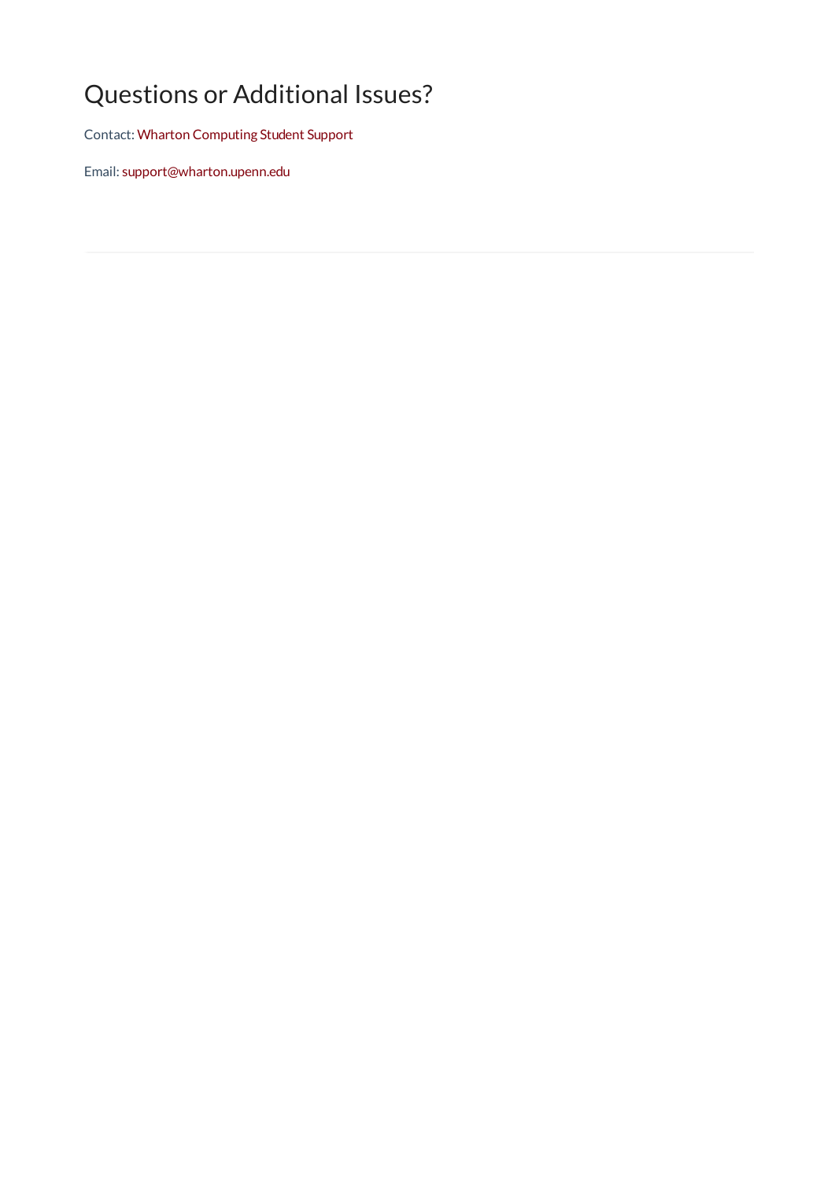# Questions or Additional Issues?

Contact: Wharton Computing Student Support

Email: support@wharton.upenn.edu

---